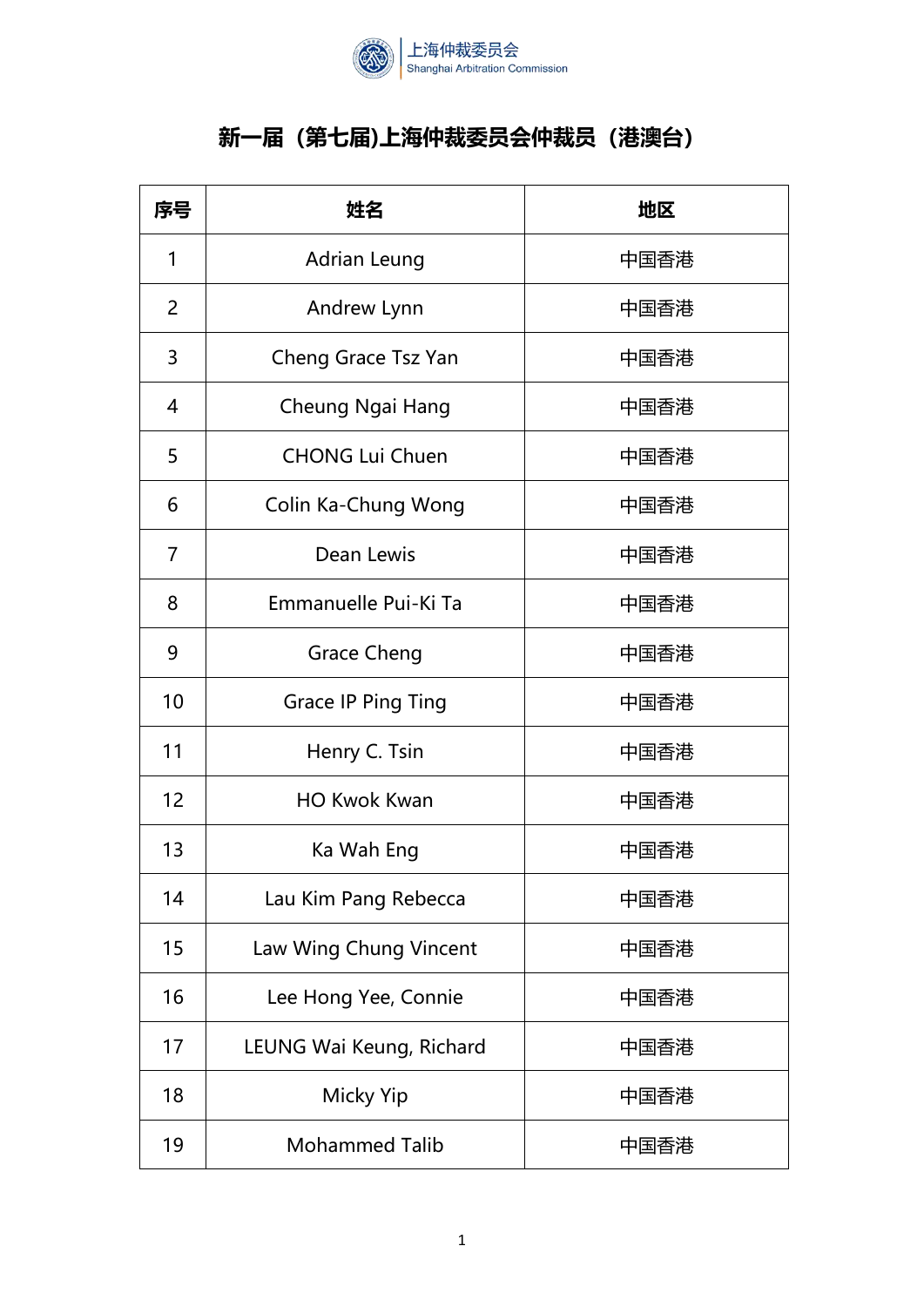上海仲裁委员会
Shanghai Arbitration Commission

# 新一届（第七届)上海仲裁委员会仲裁员（港澳台）

| 序号 | 姓名 | 地区 |
| --- | --- | --- |
| 1 | Adrian Leung | 中国香港 |
| 2 | Andrew Lynn | 中国香港 |
| 3 | Cheng Grace Tsz Yan | 中国香港 |
| 4 | Cheung Ngai Hang | 中国香港 |
| 5 | CHONG Lui Chuen | 中国香港 |
| 6 | Colin Ka-Chung Wong | 中国香港 |
| 7 | Dean Lewis | 中国香港 |
| 8 | Emmanuelle Pui-Ki Ta | 中国香港 |
| 9 | Grace Cheng | 中国香港 |
| 10 | Grace IP Ping Ting | 中国香港 |
| 11 | Henry C. Tsin | 中国香港 |
| 12 | HO Kwok Kwan | 中国香港 |
| 13 | Ka Wah Eng | 中国香港 |
| 14 | Lau Kim Pang Rebecca | 中国香港 |
| 15 | Law Wing Chung Vincent | 中国香港 |
| 16 | Lee Hong Yee, Connie | 中国香港 |
| 17 | LEUNG Wai Keung, Richard | 中国香港 |
| 18 | Micky Yip | 中国香港 |
| 19 | Mohammed Talib | 中国香港 |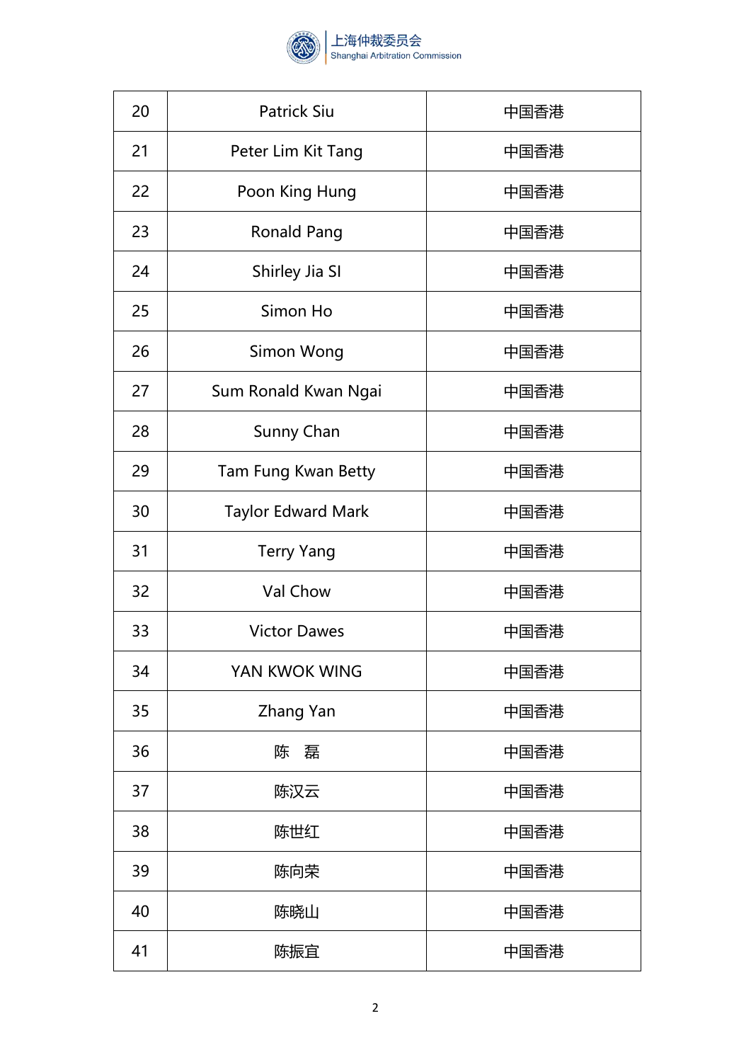| 20 | Patrick Siu | 中国香港 |
|---|---|---|
| 21 | Peter Lim Kit Tang | 中国香港 |
| 22 | Poon King Hung | 中国香港 |
| 23 | Ronald Pang | 中国香港 |
| 24 | Shirley Jia SI | 中国香港 |
| 25 | Simon Ho | 中国香港 |
| 26 | Simon Wong | 中国香港 |
| 27 | Sum Ronald Kwan Ngai | 中国香港 |
| 28 | Sunny Chan | 中国香港 |
| 29 | Tam Fung Kwan Betty | 中国香港 |
| 30 | Taylor Edward Mark | 中国香港 |
| 31 | Terry Yang | 中国香港 |
| 32 | Val Chow | 中国香港 |
| 33 | Victor Dawes | 中国香港 |
| 34 | YAN KWOK WING | 中国香港 |
| 35 | Zhang Yan | 中国香港 |
| 36 | 陈　磊 | 中国香港 |
| 37 | 陈汉云 | 中国香港 |
| 38 | 陈世红 | 中国香港 |
| 39 | 陈向荣 | 中国香港 |
| 40 | 陈晓山 | 中国香港 |
| 41 | 陈振宜 | 中国香港 |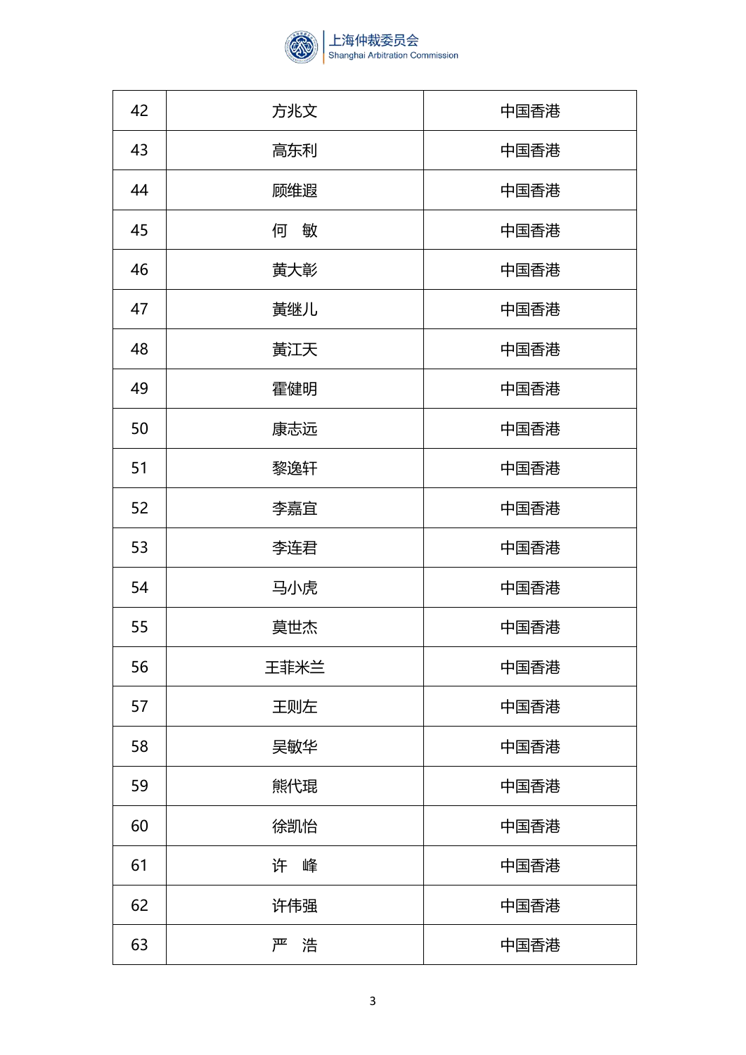| 42 | 方兆文 | 中国香港 |
|---|---|---|
| 43 | 高东利 | 中国香港 |
| 44 | 顾维遐 | 中国香港 |
| 45 | 何　敏 | 中国香港 |
| 46 | 黄大彰 | 中国香港 |
| 47 | 黃继儿 | 中国香港 |
| 48 | 黃江天 | 中国香港 |
| 49 | 霍健明 | 中国香港 |
| 50 | 康志远 | 中国香港 |
| 51 | 黎逸轩 | 中国香港 |
| 52 | 李嘉宜 | 中国香港 |
| 53 | 李连君 | 中国香港 |
| 54 | 马小虎 | 中国香港 |
| 55 | 莫世杰 | 中国香港 |
| 56 | 王菲米兰 | 中国香港 |
| 57 | 王则左 | 中国香港 |
| 58 | 吴敏华 | 中国香港 |
| 59 | 熊代琨 | 中国香港 |
| 60 | 徐凯怡 | 中国香港 |
| 61 | 许　峰 | 中国香港 |
| 62 | 许伟强 | 中国香港 |
| 63 | 严　浩 | 中国香港 |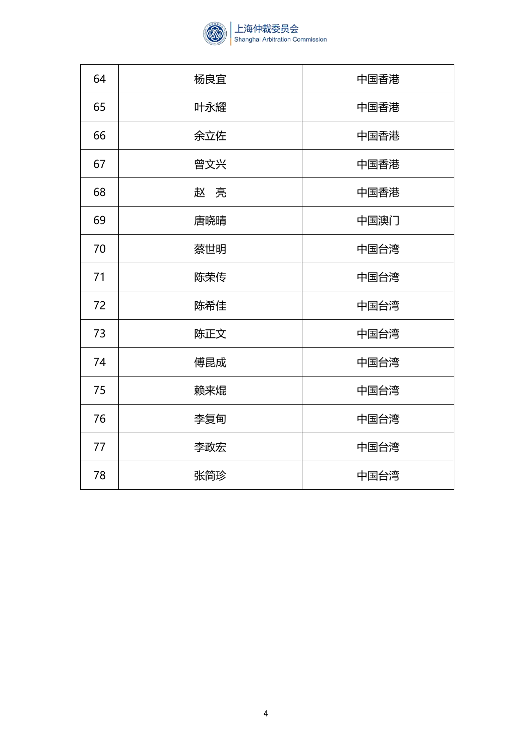| 64 | 杨良宜 | 中国香港 |
|---|---|---|
| 65 | 叶永耀 | 中国香港 |
| 66 | 余立佐 | 中国香港 |
| 67 | 曾文兴 | 中国香港 |
| 68 | 赵　亮 | 中国香港 |
| 69 | 唐晓晴 | 中国澳门 |
| 70 | 蔡世明 | 中国台湾 |
| 71 | 陈荣传 | 中国台湾 |
| 72 | 陈希佳 | 中国台湾 |
| 73 | 陈正文 | 中国台湾 |
| 74 | 傅昆成 | 中国台湾 |
| 75 | 赖来焜 | 中国台湾 |
| 76 | 李复甸 | 中国台湾 |
| 77 | 李政宏 | 中国台湾 |
| 78 | 张简珍 | 中国台湾 |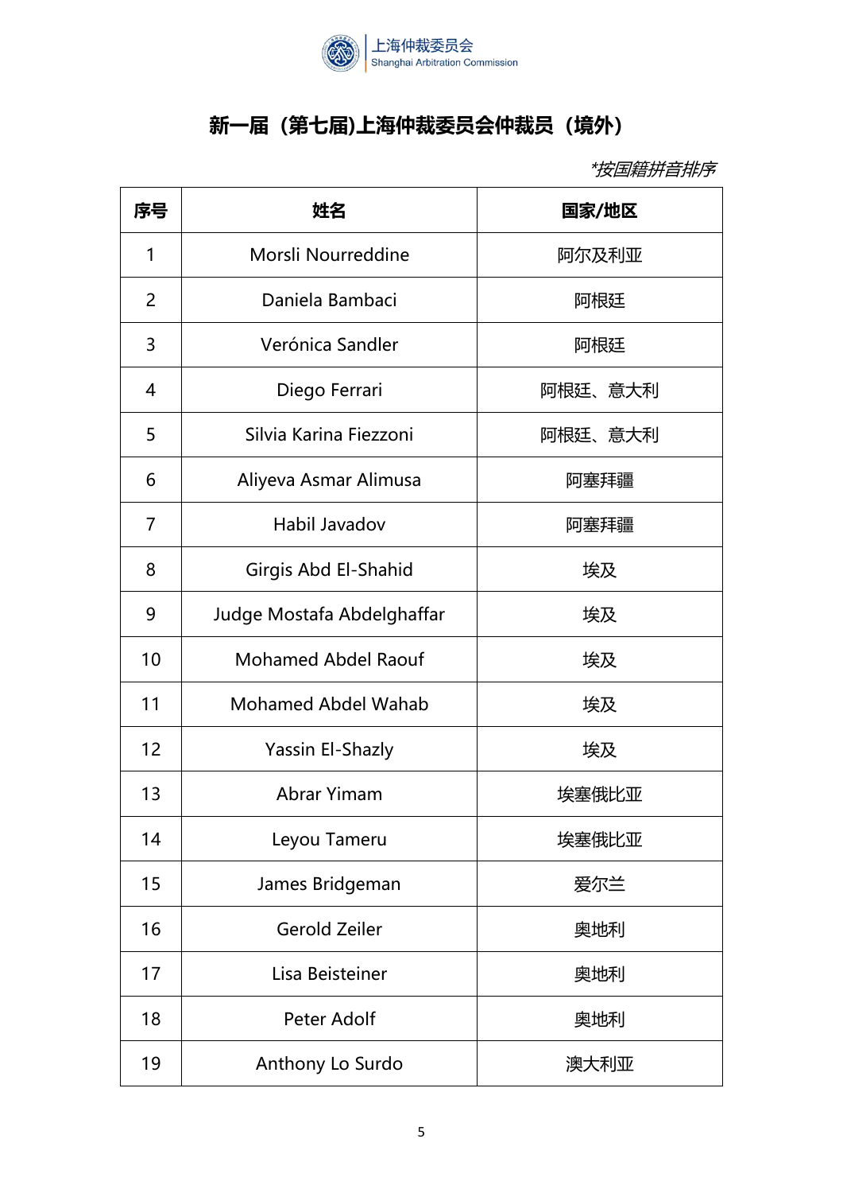## 新一届（第七届)上海仲裁委员会仲裁员（境外）

*按国籍拼音排序*

| 序号 | 姓名 | 国家/地区 |
|---|---|---|
| 1 | Morsli Nourreddine | 阿尔及利亚 |
| 2 | Daniela Bambaci | 阿根廷 |
| 3 | Verónica Sandler | 阿根廷 |
| 4 | Diego Ferrari | 阿根廷、意大利 |
| 5 | Silvia Karina Fiezzoni | 阿根廷、意大利 |
| 6 | Aliyeva Asmar Alimusa | 阿塞拜疆 |
| 7 | Habil Javadov | 阿塞拜疆 |
| 8 | Girgis Abd El-Shahid | 埃及 |
| 9 | Judge Mostafa Abdelghaffar | 埃及 |
| 10 | Mohamed Abdel Raouf | 埃及 |
| 11 | Mohamed Abdel Wahab | 埃及 |
| 12 | Yassin El-Shazly | 埃及 |
| 13 | Abrar Yimam | 埃塞俄比亚 |
| 14 | Leyou Tameru | 埃塞俄比亚 |
| 15 | James Bridgeman | 爱尔兰 |
| 16 | Gerold Zeiler | 奥地利 |
| 17 | Lisa Beisteiner | 奥地利 |
| 18 | Peter Adolf | 奥地利 |
| 19 | Anthony Lo Surdo | 澳大利亚 |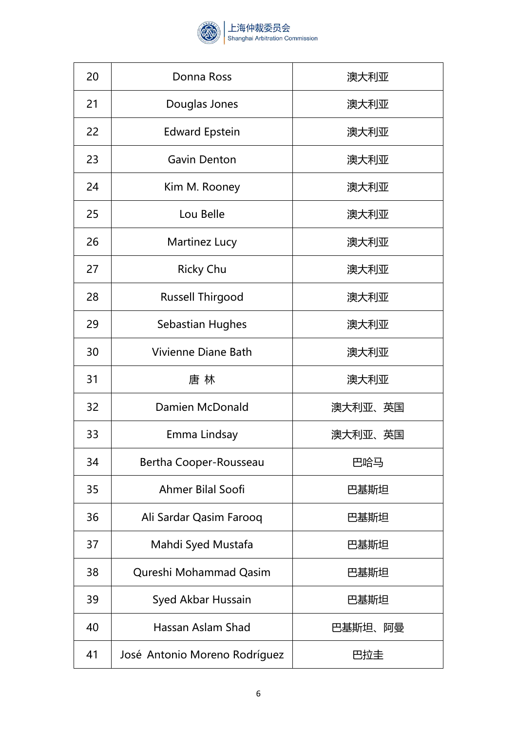| 20 | Donna Ross | 澳大利亚 |
|---|---|---|
| 21 | Douglas Jones | 澳大利亚 |
| 22 | Edward Epstein | 澳大利亚 |
| 23 | Gavin Denton | 澳大利亚 |
| 24 | Kim M. Rooney | 澳大利亚 |
| 25 | Lou Belle | 澳大利亚 |
| 26 | Martinez Lucy | 澳大利亚 |
| 27 | Ricky Chu | 澳大利亚 |
| 28 | Russell Thirgood | 澳大利亚 |
| 29 | Sebastian Hughes | 澳大利亚 |
| 30 | Vivienne Diane Bath | 澳大利亚 |
| 31 | 唐 林 | 澳大利亚 |
| 32 | Damien McDonald | 澳大利亚、英国 |
| 33 | Emma Lindsay | 澳大利亚、英国 |
| 34 | Bertha Cooper-Rousseau | 巴哈马 |
| 35 | Ahmer Bilal Soofi | 巴基斯坦 |
| 36 | Ali Sardar Qasim Farooq | 巴基斯坦 |
| 37 | Mahdi Syed Mustafa | 巴基斯坦 |
| 38 | Qureshi Mohammad Qasim | 巴基斯坦 |
| 39 | Syed Akbar Hussain | 巴基斯坦 |
| 40 | Hassan Aslam Shad | 巴基斯坦、阿曼 |
| 41 | José Antonio Moreno Rodríguez | 巴拉圭 |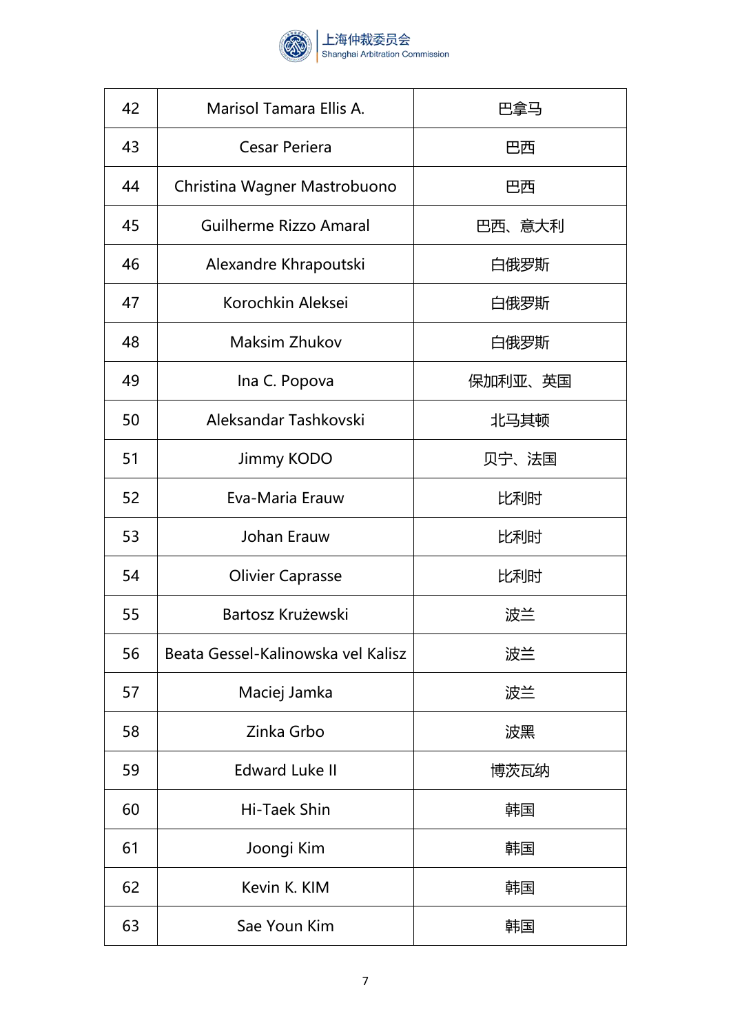| 42 | Marisol Tamara Ellis A. | 巴拿马 |
|---|---|---|
| 43 | Cesar Periera | 巴西 |
| 44 | Christina Wagner Mastrobuono | 巴西 |
| 45 | Guilherme Rizzo Amaral | 巴西、意大利 |
| 46 | Alexandre Khrapoutski | 白俄罗斯 |
| 47 | Korochkin Aleksei | 白俄罗斯 |
| 48 | Maksim Zhukov | 白俄罗斯 |
| 49 | Ina C. Popova | 保加利亚、英国 |
| 50 | Aleksandar Tashkovski | 北马其顿 |
| 51 | Jimmy KODO | 贝宁、法国 |
| 52 | Eva-Maria Erauw | 比利时 |
| 53 | Johan Erauw | 比利时 |
| 54 | Olivier Caprasse | 比利时 |
| 55 | Bartosz Krużewski | 波兰 |
| 56 | Beata Gessel-Kalinowska vel Kalisz | 波兰 |
| 57 | Maciej Jamka | 波兰 |
| 58 | Zinka Grbo | 波黑 |
| 59 | Edward Luke II | 博茨瓦纳 |
| 60 | Hi-Taek Shin | 韩国 |
| 61 | Joongi Kim | 韩国 |
| 62 | Kevin K. KIM | 韩国 |
| 63 | Sae Youn Kim | 韩国 |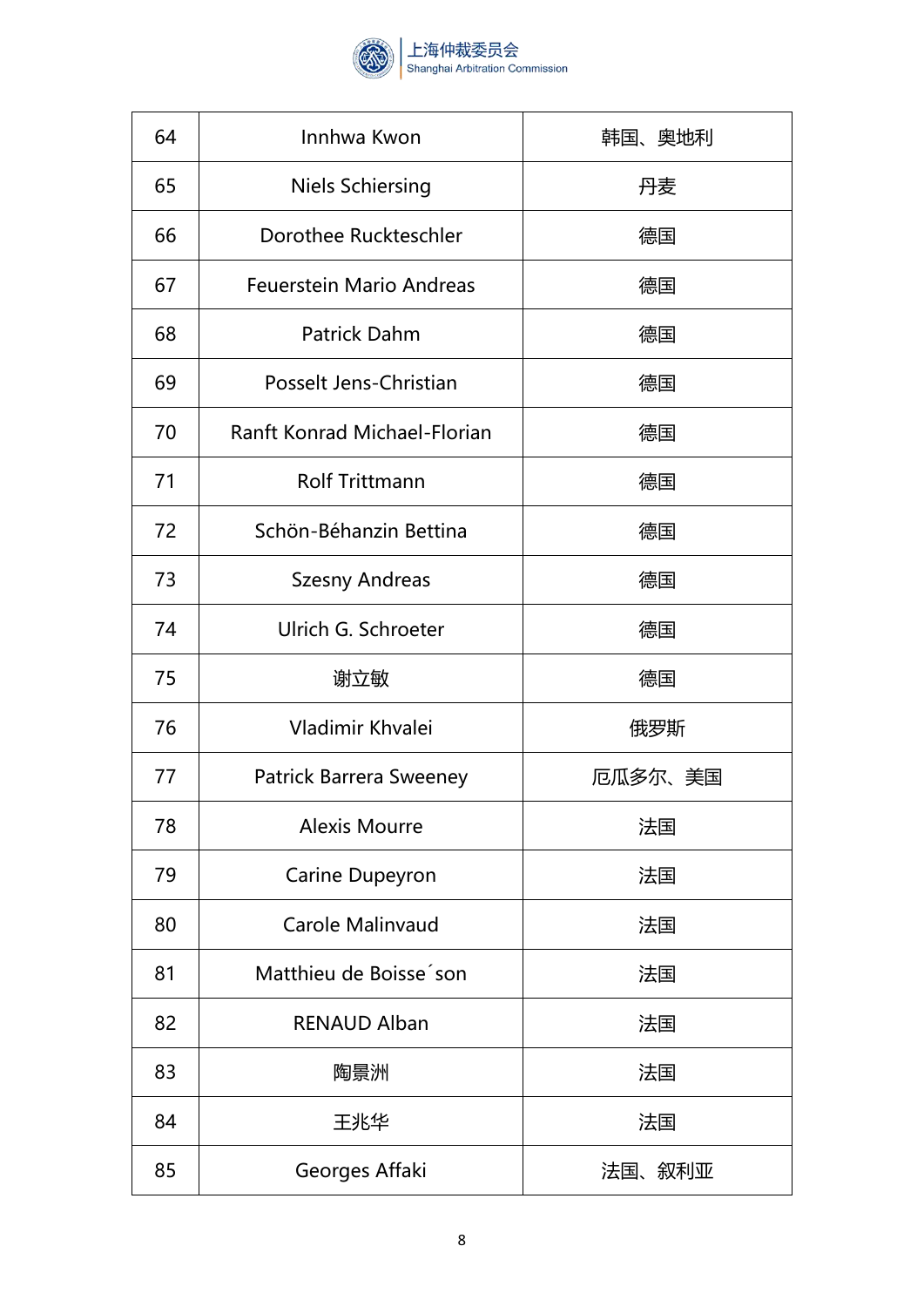| | | |
|---|---|---|
| 64 | Innhwa Kwon | 韩国、奥地利 |
| 65 | Niels Schiersing | 丹麦 |
| 66 | Dorothee Ruckteschler | 德国 |
| 67 | Feuerstein Mario Andreas | 德国 |
| 68 | Patrick Dahm | 德国 |
| 69 | Posselt Jens-Christian | 德国 |
| 70 | Ranft Konrad Michael-Florian | 德国 |
| 71 | Rolf Trittmann | 德国 |
| 72 | Schön-Béhanzin Bettina | 德国 |
| 73 | Szesny Andreas | 德国 |
| 74 | Ulrich G. Schroeter | 德国 |
| 75 | 谢立敏 | 德国 |
| 76 | Vladimir Khvalei | 俄罗斯 |
| 77 | Patrick Barrera Sweeney | 厄瓜多尔、美国 |
| 78 | Alexis Mourre | 法国 |
| 79 | Carine Dupeyron | 法国 |
| 80 | Carole Malinvaud | 法国 |
| 81 | Matthieu de Boisse´son | 法国 |
| 82 | RENAUD Alban | 法国 |
| 83 | 陶景洲 | 法国 |
| 84 | 王兆华 | 法国 |
| 85 | Georges Affaki | 法国、叙利亚 |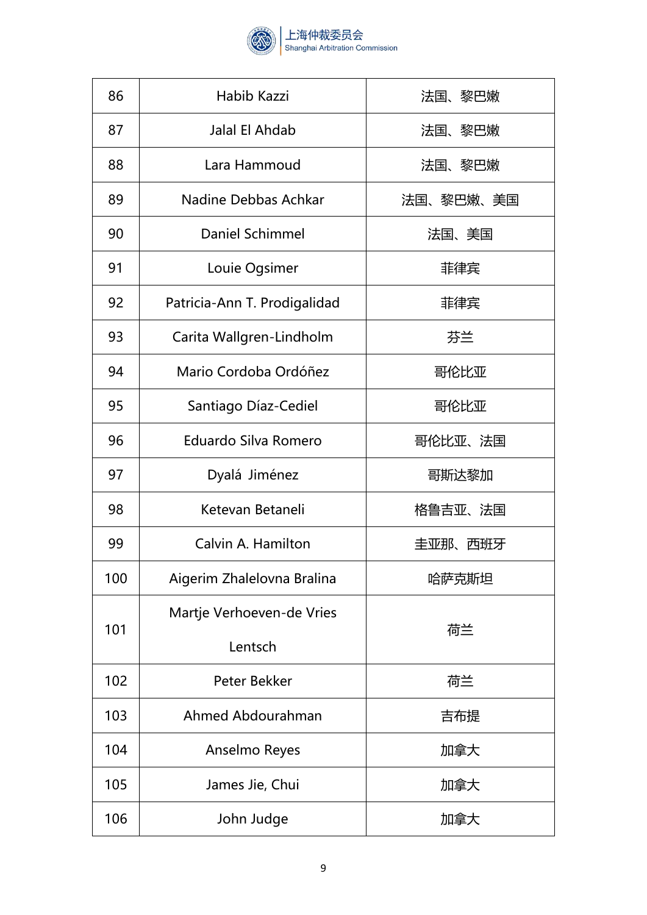| 86 | Habib Kazzi | 法国、黎巴嫩 |
|---|---|---|
| 87 | Jalal El Ahdab | 法国、黎巴嫩 |
| 88 | Lara Hammoud | 法国、黎巴嫩 |
| 89 | Nadine Debbas Achkar | 法国、黎巴嫩、美国 |
| 90 | Daniel Schimmel | 法国、美国 |
| 91 | Louie Ogsimer | 菲律宾 |
| 92 | Patricia-Ann T. Prodigalidad | 菲律宾 |
| 93 | Carita Wallgren-Lindholm | 芬兰 |
| 94 | Mario Cordoba Ordóñez | 哥伦比亚 |
| 95 | Santiago Díaz-Cediel | 哥伦比亚 |
| 96 | Eduardo Silva Romero | 哥伦比亚、法国 |
| 97 | Dyalá Jiménez | 哥斯达黎加 |
| 98 | Ketevan Betaneli | 格鲁吉亚、法国 |
| 99 | Calvin A. Hamilton | 圭亚那、西班牙 |
| 100 | Aigerim Zhalelovna Bralina | 哈萨克斯坦 |
| 101 | Martje Verhoeven-de Vries Lentsch | 荷兰 |
| 102 | Peter Bekker | 荷兰 |
| 103 | Ahmed Abdourahman | 吉布提 |
| 104 | Anselmo Reyes | 加拿大 |
| 105 | James Jie, Chui | 加拿大 |
| 106 | John Judge | 加拿大 |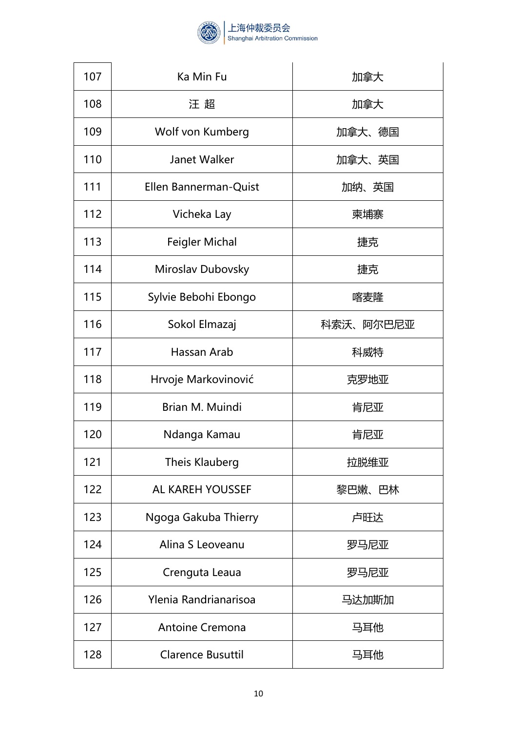| | | |
|---|---|---|
| 107 | Ka Min Fu | 加拿大 |
| 108 | 汪 超 | 加拿大 |
| 109 | Wolf von Kumberg | 加拿大、德国 |
| 110 | Janet Walker | 加拿大、英国 |
| 111 | Ellen Bannerman-Quist | 加纳、英国 |
| 112 | Vicheka Lay | 柬埔寨 |
| 113 | Feigler Michal | 捷克 |
| 114 | Miroslav Dubovsky | 捷克 |
| 115 | Sylvie Bebohi Ebongo | 喀麦隆 |
| 116 | Sokol Elmazaj | 科索沃、阿尔巴尼亚 |
| 117 | Hassan Arab | 科威特 |
| 118 | Hrvoje Markovinović | 克罗地亚 |
| 119 | Brian M. Muindi | 肯尼亚 |
| 120 | Ndanga Kamau | 肯尼亚 |
| 121 | Theis Klauberg | 拉脱维亚 |
| 122 | AL KAREH YOUSSEF | 黎巴嫩、巴林 |
| 123 | Ngoga Gakuba Thierry | 卢旺达 |
| 124 | Alina S Leoveanu | 罗马尼亚 |
| 125 | Crenguta Leaua | 罗马尼亚 |
| 126 | Ylenia Randrianarisoa | 马达加斯加 |
| 127 | Antoine Cremona | 马耳他 |
| 128 | Clarence Busuttil | 马耳他 |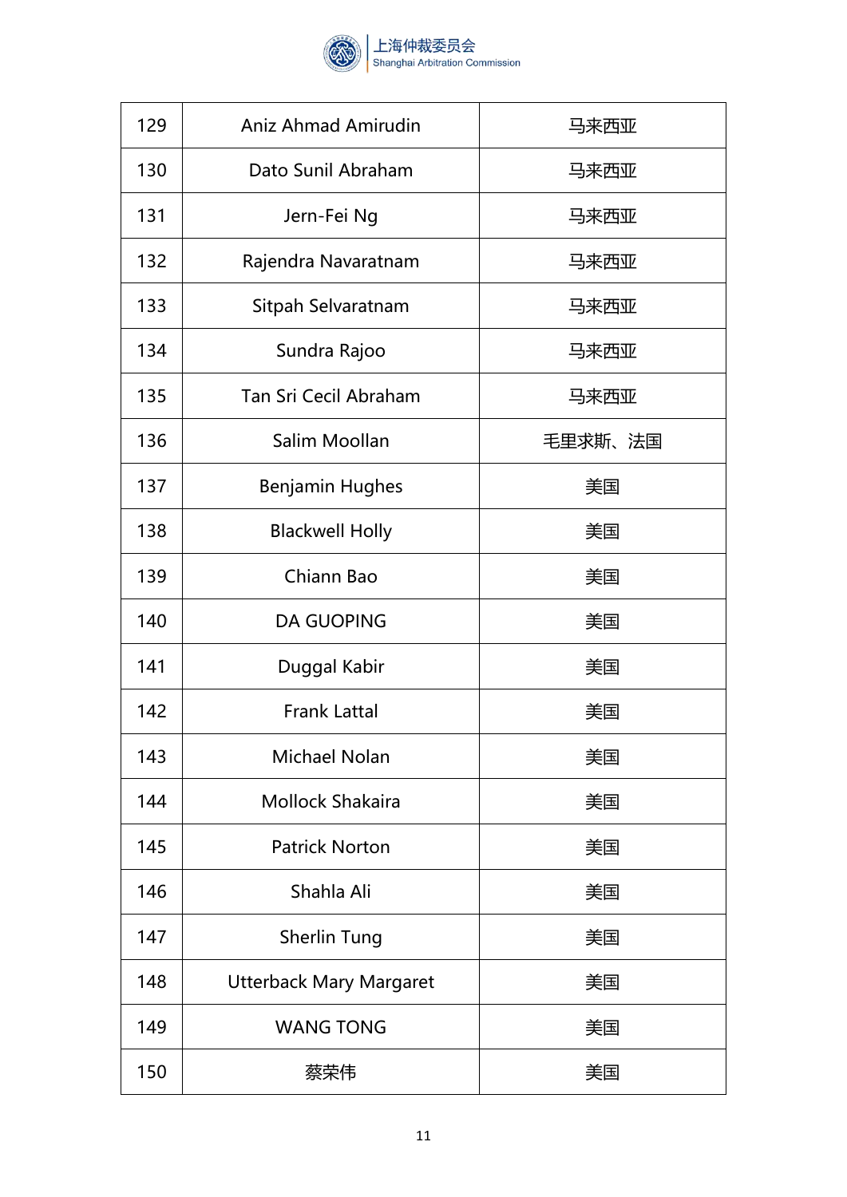| | | |
|---|---|---|
| 129 | Aniz Ahmad Amirudin | 马来西亚 |
| 130 | Dato Sunil Abraham | 马来西亚 |
| 131 | Jern-Fei Ng | 马来西亚 |
| 132 | Rajendra Navaratnam | 马来西亚 |
| 133 | Sitpah Selvaratnam | 马来西亚 |
| 134 | Sundra Rajoo | 马来西亚 |
| 135 | Tan Sri Cecil Abraham | 马来西亚 |
| 136 | Salim Moollan | 毛里求斯、法国 |
| 137 | Benjamin Hughes | 美国 |
| 138 | Blackwell Holly | 美国 |
| 139 | Chiann Bao | 美国 |
| 140 | DA GUOPING | 美国 |
| 141 | Duggal Kabir | 美国 |
| 142 | Frank Lattal | 美国 |
| 143 | Michael Nolan | 美国 |
| 144 | Mollock Shakaira | 美国 |
| 145 | Patrick Norton | 美国 |
| 146 | Shahla Ali | 美国 |
| 147 | Sherlin Tung | 美国 |
| 148 | Utterback Mary Margaret | 美国 |
| 149 | WANG TONG | 美国 |
| 150 | 蔡荣伟 | 美国 |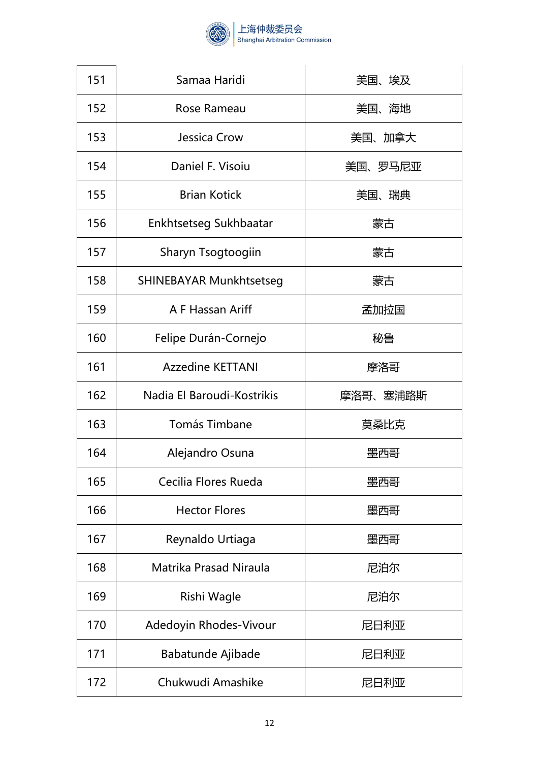| | | |
|---|---|---|
| 151 | Samaa Haridi | 美国、埃及 |
| 152 | Rose Rameau | 美国、海地 |
| 153 | Jessica Crow | 美国、加拿大 |
| 154 | Daniel F. Visoiu | 美国、罗马尼亚 |
| 155 | Brian Kotick | 美国、瑞典 |
| 156 | Enkhtsetseg Sukhbaatar | 蒙古 |
| 157 | Sharyn Tsogtoogiin | 蒙古 |
| 158 | SHINEBAYAR Munkhtsetseg | 蒙古 |
| 159 | A F Hassan Ariff | 孟加拉国 |
| 160 | Felipe Durán-Cornejo | 秘鲁 |
| 161 | Azzedine KETTANI | 摩洛哥 |
| 162 | Nadia El Baroudi-Kostrikis | 摩洛哥、塞浦路斯 |
| 163 | Tomás Timbane | 莫桑比克 |
| 164 | Alejandro Osuna | 墨西哥 |
| 165 | Cecilia Flores Rueda | 墨西哥 |
| 166 | Hector Flores | 墨西哥 |
| 167 | Reynaldo Urtiaga | 墨西哥 |
| 168 | Matrika Prasad Niraula | 尼泊尔 |
| 169 | Rishi Wagle | 尼泊尔 |
| 170 | Adedoyin Rhodes-Vivour | 尼日利亚 |
| 171 | Babatunde Ajibade | 尼日利亚 |
| 172 | Chukwudi Amashike | 尼日利亚 |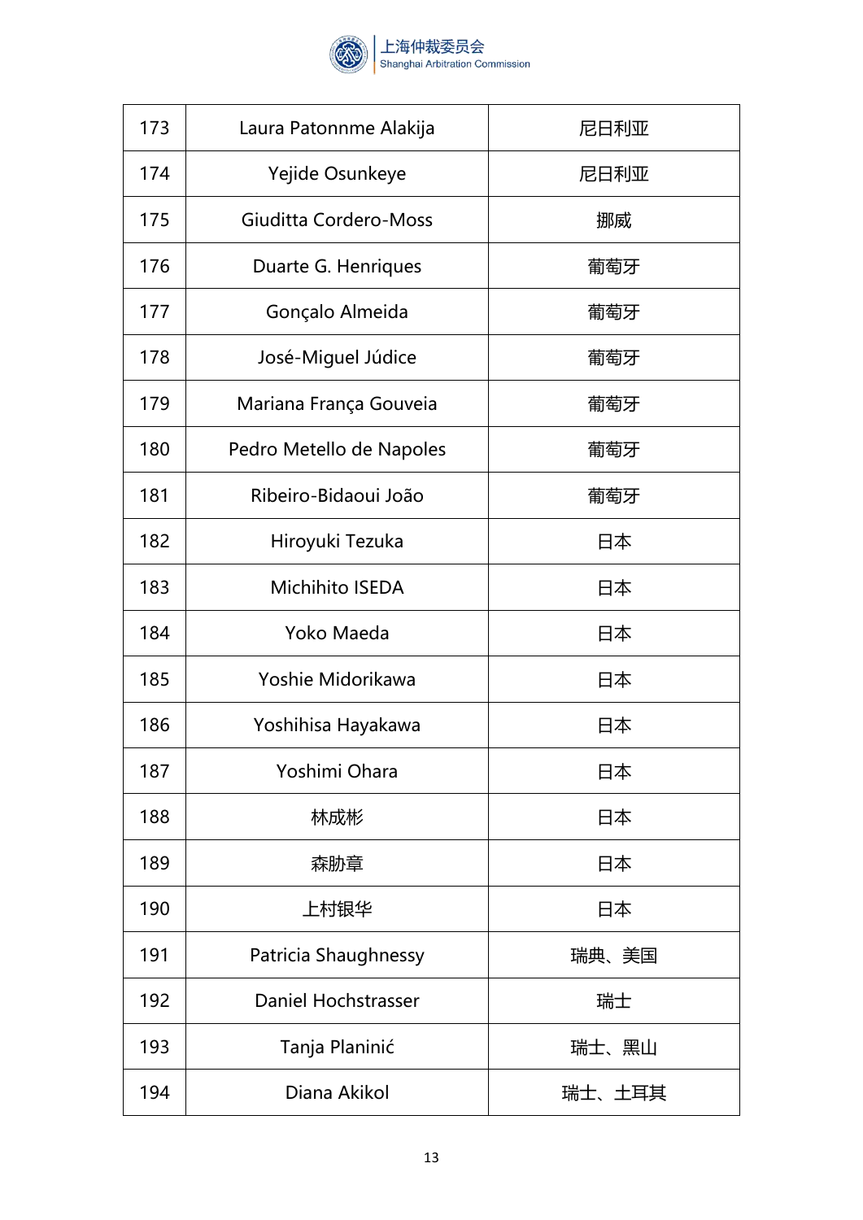| 173 | Laura Patonnme Alakija | 尼日利亚 |
|---|---|---|
| 174 | Yejide Osunkeye | 尼日利亚 |
| 175 | Giuditta Cordero-Moss | 挪威 |
| 176 | Duarte G. Henriques | 葡萄牙 |
| 177 | Gonçalo Almeida | 葡萄牙 |
| 178 | José-Miguel Júdice | 葡萄牙 |
| 179 | Mariana França Gouveia | 葡萄牙 |
| 180 | Pedro Metello de Napoles | 葡萄牙 |
| 181 | Ribeiro-Bidaoui João | 葡萄牙 |
| 182 | Hiroyuki Tezuka | 日本 |
| 183 | Michihito ISEDA | 日本 |
| 184 | Yoko Maeda | 日本 |
| 185 | Yoshie Midorikawa | 日本 |
| 186 | Yoshihisa Hayakawa | 日本 |
| 187 | Yoshimi Ohara | 日本 |
| 188 | 林成彬 | 日本 |
| 189 | 森肋章 | 日本 |
| 190 | 上村银华 | 日本 |
| 191 | Patricia Shaughnessy | 瑞典、美国 |
| 192 | Daniel Hochstrasser | 瑞士 |
| 193 | Tanja Planinić | 瑞士、黑山 |
| 194 | Diana Akikol | 瑞士、土耳其 |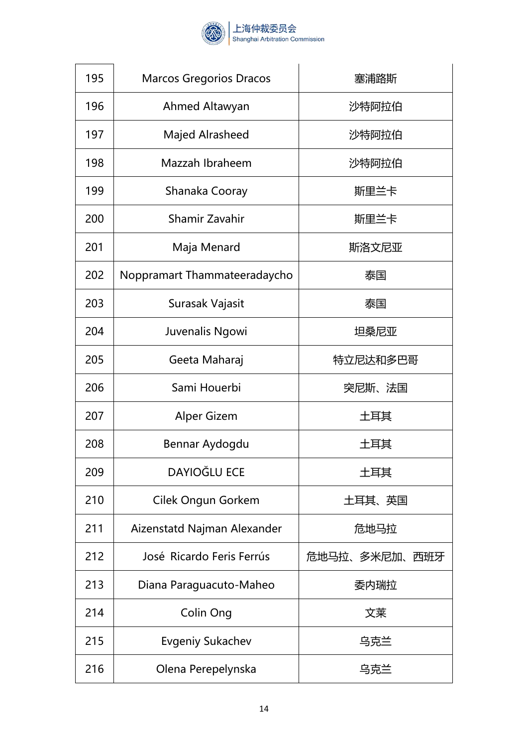| 195 | Marcos Gregorios Dracos | 塞浦路斯 |
|---|---|---|
| 196 | Ahmed Altawyan | 沙特阿拉伯 |
| 197 | Majed Alrasheed | 沙特阿拉伯 |
| 198 | Mazzah Ibraheem | 沙特阿拉伯 |
| 199 | Shanaka Cooray | 斯里兰卡 |
| 200 | Shamir Zavahir | 斯里兰卡 |
| 201 | Maja Menard | 斯洛文尼亚 |
| 202 | Noppramart Thammateeradaycho | 泰国 |
| 203 | Surasak Vajasit | 泰国 |
| 204 | Juvenalis Ngowi | 坦桑尼亚 |
| 205 | Geeta Maharaj | 特立尼达和多巴哥 |
| 206 | Sami Houerbi | 突尼斯、法国 |
| 207 | Alper Gizem | 土耳其 |
| 208 | Bennar Aydogdu | 土耳其 |
| 209 | DAYIOĞLU ECE | 土耳其 |
| 210 | Cilek Ongun Gorkem | 土耳其、英国 |
| 211 | Aizenstatd Najman Alexander | 危地马拉 |
| 212 | José Ricardo Feris Ferrús | 危地马拉、多米尼加、西班牙 |
| 213 | Diana Paraguacuto-Maheo | 委内瑞拉 |
| 214 | Colin Ong | 文莱 |
| 215 | Evgeniy Sukachev | 乌克兰 |
| 216 | Olena Perepelynska | 乌克兰 |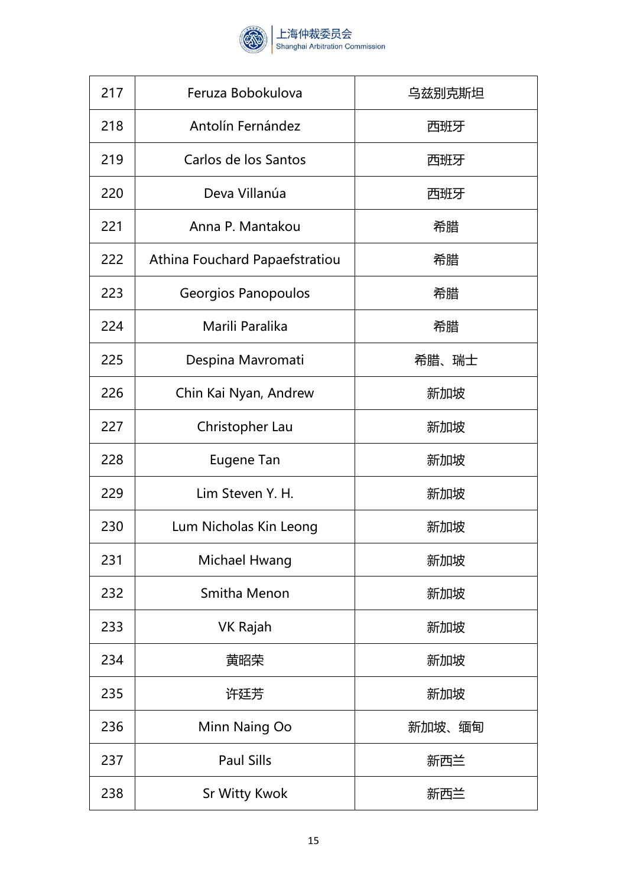| 217 | Feruza Bobokulova | 乌兹别克斯坦 |
|---|---|---|
| 218 | Antolín Fernández | 西班牙 |
| 219 | Carlos de los Santos | 西班牙 |
| 220 | Deva Villanúa | 西班牙 |
| 221 | Anna P. Mantakou | 希腊 |
| 222 | Athina Fouchard Papaefstratiou | 希腊 |
| 223 | Georgios Panopoulos | 希腊 |
| 224 | Marili Paralika | 希腊 |
| 225 | Despina Mavromati | 希腊、瑞士 |
| 226 | Chin Kai Nyan, Andrew | 新加坡 |
| 227 | Christopher Lau | 新加坡 |
| 228 | Eugene Tan | 新加坡 |
| 229 | Lim Steven Y. H. | 新加坡 |
| 230 | Lum Nicholas Kin Leong | 新加坡 |
| 231 | Michael Hwang | 新加坡 |
| 232 | Smitha Menon | 新加坡 |
| 233 | VK Rajah | 新加坡 |
| 234 | 黄昭荣 | 新加坡 |
| 235 | 许廷芳 | 新加坡 |
| 236 | Minn Naing Oo | 新加坡、缅甸 |
| 237 | Paul Sills | 新西兰 |
| 238 | Sr Witty Kwok | 新西兰 |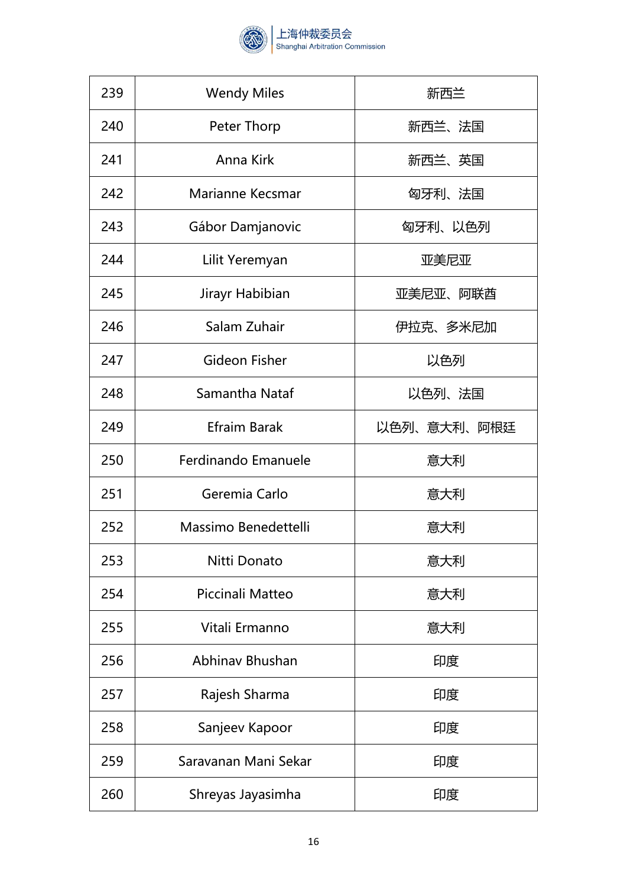| 239 | Wendy Miles | 新西兰 |
|---|---|---|
| 240 | Peter Thorp | 新西兰、法国 |
| 241 | Anna Kirk | 新西兰、英国 |
| 242 | Marianne Kecsmar | 匈牙利、法国 |
| 243 | Gábor Damjanovic | 匈牙利、以色列 |
| 244 | Lilit Yeremyan | 亚美尼亚 |
| 245 | Jirayr Habibian | 亚美尼亚、阿联酋 |
| 246 | Salam Zuhair | 伊拉克、多米尼加 |
| 247 | Gideon Fisher | 以色列 |
| 248 | Samantha Nataf | 以色列、法国 |
| 249 | Efraim Barak | 以色列、意大利、阿根廷 |
| 250 | Ferdinando Emanuele | 意大利 |
| 251 | Geremia Carlo | 意大利 |
| 252 | Massimo Benedettelli | 意大利 |
| 253 | Nitti Donato | 意大利 |
| 254 | Piccinali Matteo | 意大利 |
| 255 | Vitali Ermanno | 意大利 |
| 256 | Abhinav Bhushan | 印度 |
| 257 | Rajesh Sharma | 印度 |
| 258 | Sanjeev Kapoor | 印度 |
| 259 | Saravanan Mani Sekar | 印度 |
| 260 | Shreyas Jayasimha | 印度 |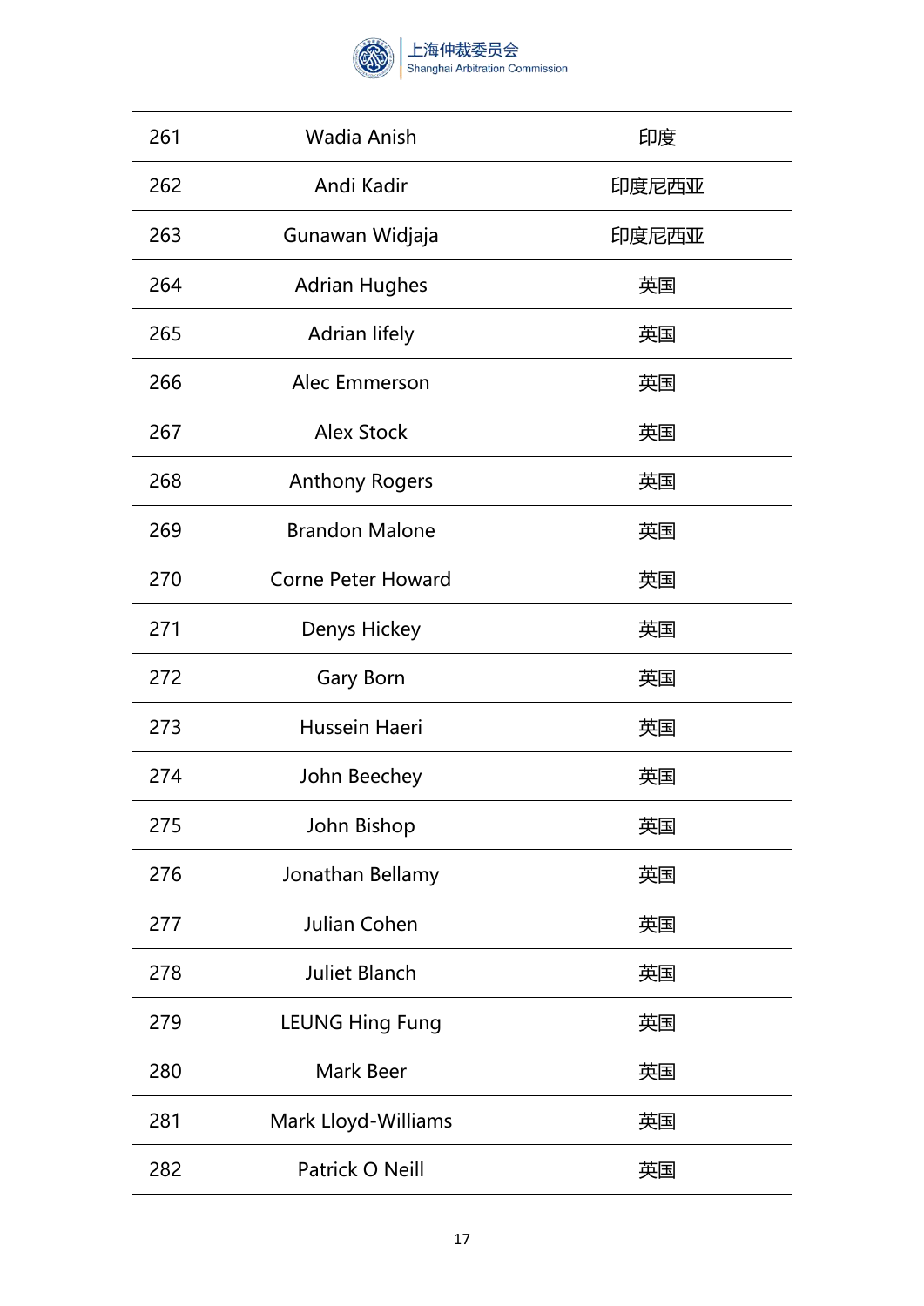| 261 | Wadia Anish | 印度 |
|---|---|---|
| 262 | Andi Kadir | 印度尼西亚 |
| 263 | Gunawan Widjaja | 印度尼西亚 |
| 264 | Adrian Hughes | 英国 |
| 265 | Adrian lifely | 英国 |
| 266 | Alec Emmerson | 英国 |
| 267 | Alex Stock | 英国 |
| 268 | Anthony Rogers | 英国 |
| 269 | Brandon Malone | 英国 |
| 270 | Corne Peter Howard | 英国 |
| 271 | Denys Hickey | 英国 |
| 272 | Gary Born | 英国 |
| 273 | Hussein Haeri | 英国 |
| 274 | John Beechey | 英国 |
| 275 | John Bishop | 英国 |
| 276 | Jonathan Bellamy | 英国 |
| 277 | Julian Cohen | 英国 |
| 278 | Juliet Blanch | 英国 |
| 279 | LEUNG Hing Fung | 英国 |
| 280 | Mark Beer | 英国 |
| 281 | Mark Lloyd-Williams | 英国 |
| 282 | Patrick O Neill | 英国 |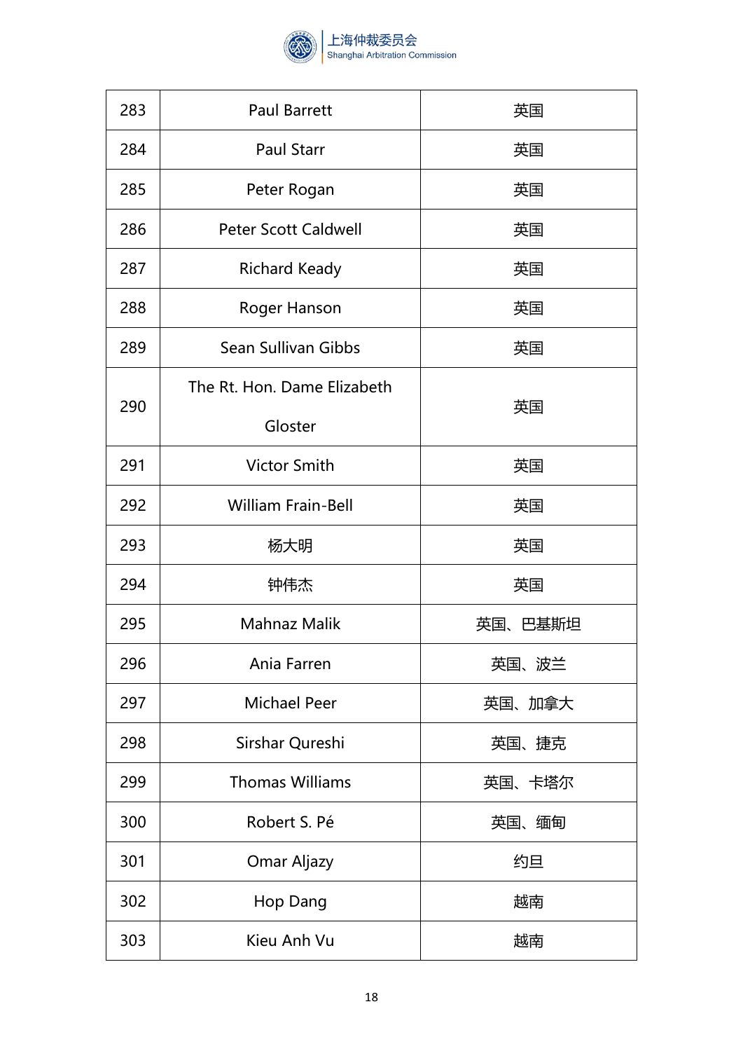| 283 | Paul Barrett | 英国 |
|---|---|---|
| 284 | Paul Starr | 英国 |
| 285 | Peter Rogan | 英国 |
| 286 | Peter Scott Caldwell | 英国 |
| 287 | Richard Keady | 英国 |
| 288 | Roger Hanson | 英国 |
| 289 | Sean Sullivan Gibbs | 英国 |
| 290 | The Rt. Hon. Dame Elizabeth Gloster | 英国 |
| 291 | Victor Smith | 英国 |
| 292 | William Frain-Bell | 英国 |
| 293 | 杨大明 | 英国 |
| 294 | 钟伟杰 | 英国 |
| 295 | Mahnaz Malik | 英国、巴基斯坦 |
| 296 | Ania Farren | 英国、波兰 |
| 297 | Michael Peer | 英国、加拿大 |
| 298 | Sirshar Qureshi | 英国、捷克 |
| 299 | Thomas Williams | 英国、卡塔尔 |
| 300 | Robert S. Pé | 英国、缅甸 |
| 301 | Omar Aljazy | 约旦 |
| 302 | Hop Dang | 越南 |
| 303 | Kieu Anh Vu | 越南 |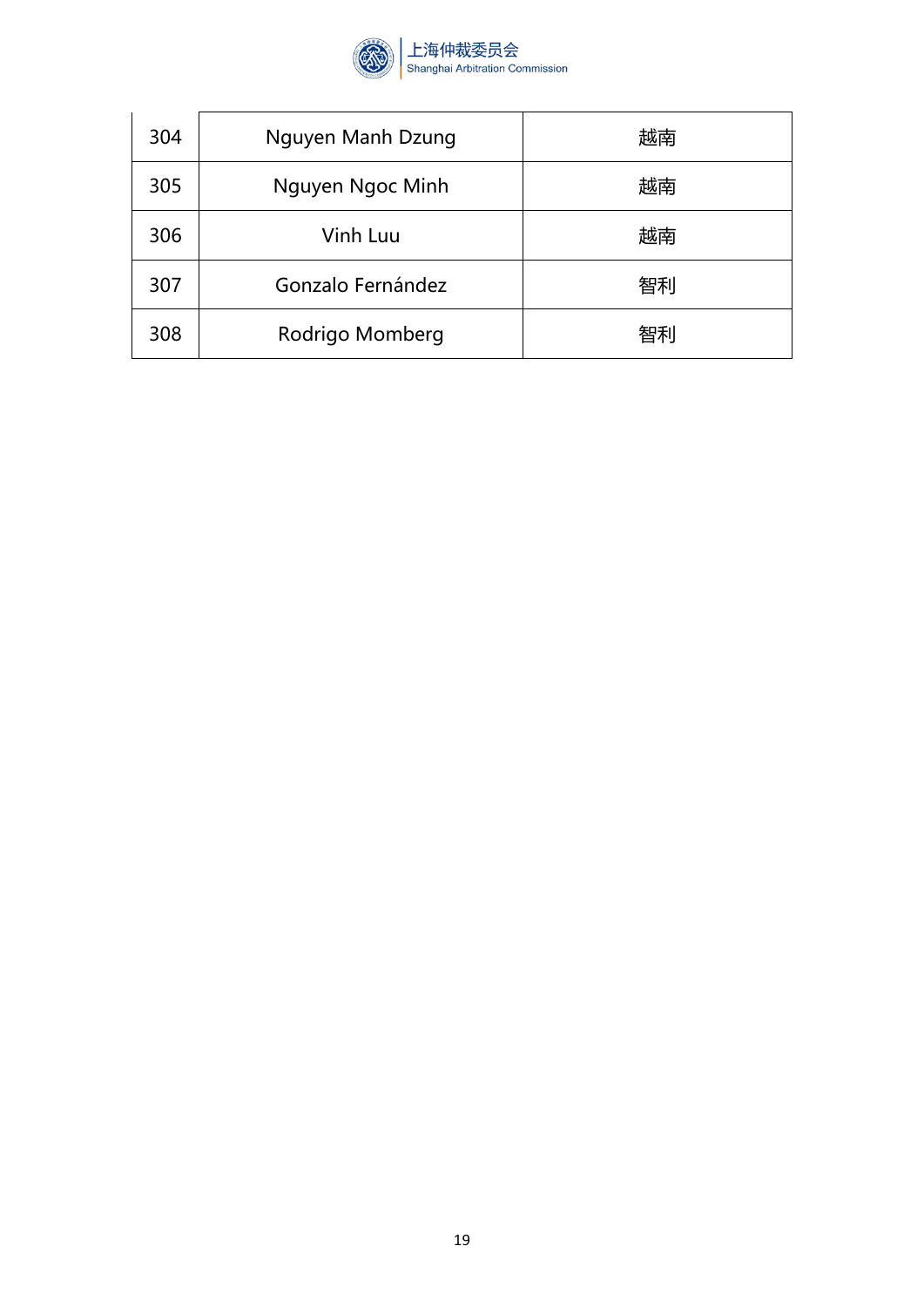| | | |
|---|---|---|
| 304 | Nguyen Manh Dzung | 越南 |
| 305 | Nguyen Ngoc Minh | 越南 |
| 306 | Vinh Luu | 越南 |
| 307 | Gonzalo Fernández | 智利 |
| 308 | Rodrigo Momberg | 智利 |